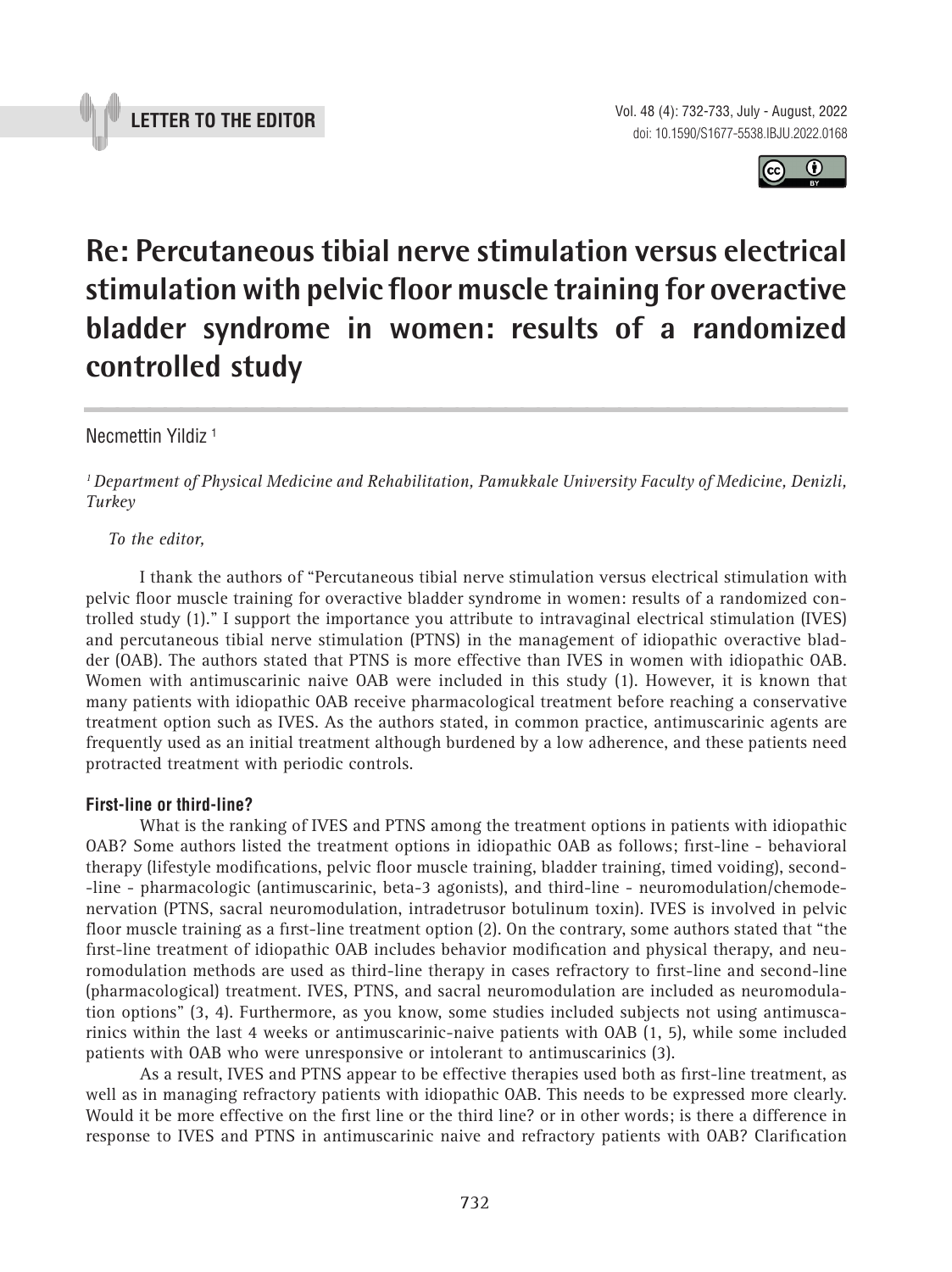LETTER TO THE EDITOR

# Re: Percutaneous tibial nerve stimulation versus electrical stimulation with pelvic floor muscle training for overactive bladder syndrome in women: results of a randomized controlled study

Necmettin Yildiz [1]

*[1] Department of Physical Medicine and Rehabilitation, Pamukkale University Faculty of Medicine, Denizli, Turkey*

*To the editor,*

I thank the authors of "Percutaneous tibial nerve stimulation versus electrical stimulation with pelvic floor muscle training for overactive bladder syndrome in women: results of a randomized controlled study (1)." I support the importance you attribute to intravaginal electrical stimulation (IVES) and percutaneous tibial nerve stimulation (PTNS) in the management of idiopathic overactive bladder (OAB). The authors stated that PTNS is more effective than IVES in women with idiopathic OAB. Women with antimuscarinic naive OAB were included in this study (1). However, it is known that many patients with idiopathic OAB receive pharmacological treatment before reaching a conservative treatment option such as IVES. As the authors stated, in common practice, antimuscarinic agents are frequently used as an initial treatment although burdened by a low adherence, and these patients need protracted treatment with periodic controls.

### First-line or third-line?

What is the ranking of IVES and PTNS among the treatment options in patients with idiopathic OAB? Some authors listed the treatment options in idiopathic OAB as follows; first-line - behavioral therapy (lifestyle modifications, pelvic floor muscle training, bladder training, timed voiding), second-line - pharmacologic (antimuscarinic, beta-3 agonists), and third-line - neuromodulation/chemodenervation (PTNS, sacral neuromodulation, intradetrusor botulinum toxin). IVES is involved in pelvic floor muscle training as a first-line treatment option (2). On the contrary, some authors stated that "the first-line treatment of idiopathic OAB includes behavior modification and physical therapy, and neuromodulation methods are used as third-line therapy in cases refractory to first-line and second-line (pharmacological) treatment. IVES, PTNS, and sacral neuromodulation are included as neuromodulation options" (3, 4). Furthermore, as you know, some studies included subjects not using antimuscarinics within the last 4 weeks or antimuscarinic-naive patients with OAB (1, 5), while some included patients with OAB who were unresponsive or intolerant to antimuscarinics (3).

As a result, IVES and PTNS appear to be effective therapies used both as first-line treatment, as well as in managing refractory patients with idiopathic OAB. This needs to be expressed more clearly. Would it be more effective on the first line or the third line? or in other words; is there a difference in response to IVES and PTNS in antimuscarinic naive and refractory patients with OAB? Clarification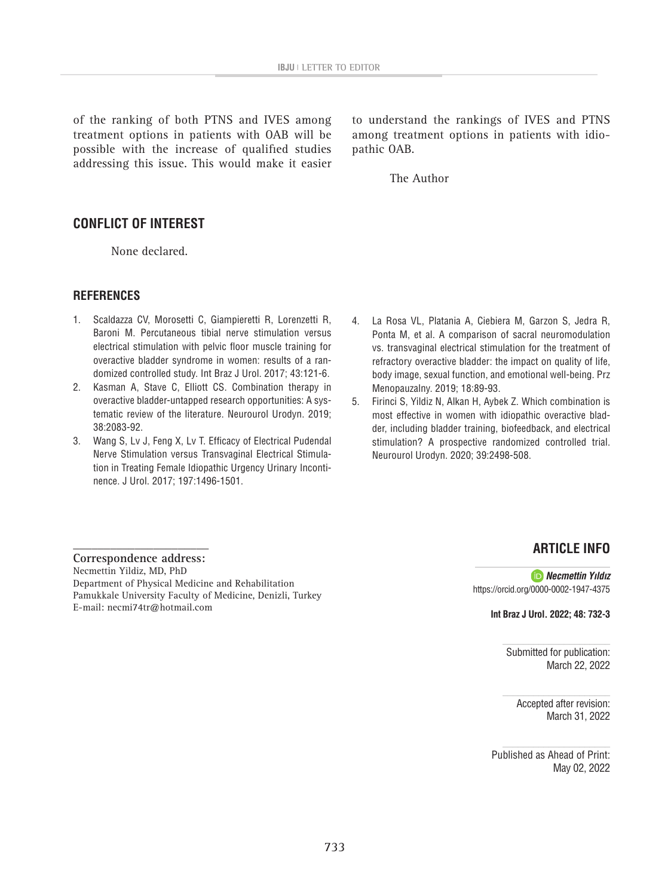of the ranking of both PTNS and IVES among treatment options in patients with OAB will be possible with the increase of qualified studies addressing this issue. This would make it easier to understand the rankings of IVES and PTNS among treatment options in patients with idiopathic OAB.

The Author

## CONFLICT OF INTEREST

None declared.

## REFERENCES

1. Scaldazza CV, Morosetti C, Giampieretti R, Lorenzetti R, Baroni M. Percutaneous tibial nerve stimulation versus electrical stimulation with pelvic floor muscle training for overactive bladder syndrome in women: results of a randomized controlled study. Int Braz J Urol. 2017; 43:121-6.
2. Kasman A, Stave C, Elliott CS. Combination therapy in overactive bladder-untapped research opportunities: A systematic review of the literature. Neurourol Urodyn. 2019; 38:2083-92.
3. Wang S, Lv J, Feng X, Lv T. Efficacy of Electrical Pudendal Nerve Stimulation versus Transvaginal Electrical Stimulation in Treating Female Idiopathic Urgency Urinary Incontinence. J Urol. 2017; 197:1496-1501.
4. La Rosa VL, Platania A, Ciebiera M, Garzon S, Jedra R, Ponta M, et al. A comparison of sacral neuromodulation vs. transvaginal electrical stimulation for the treatment of refractory overactive bladder: the impact on quality of life, body image, sexual function, and emotional well-being. Prz Menopauzalny. 2019; 18:89-93.
5. Firinci S, Yildiz N, Alkan H, Aybek Z. Which combination is most effective in women with idiopathic overactive bladder, including bladder training, biofeedback, and electrical stimulation? A prospective randomized controlled trial. Neurourol Urodyn. 2020; 39:2498-508.

**Correspondence address:**
Necmettin Yildiz, MD, PhD
Department of Physical Medicine and Rehabilitation
Pamukkale University Faculty of Medicine, Denizli, Turkey
E-mail: necmi74tr@hotmail.com

## ARTICLE INFO

***Necmettin Yıldız***
https://orcid.org/0000-0002-1947-4375

**Int Braz J Urol. 2022; 48: 732-3**

Submitted for publication:
March 22, 2022

Accepted after revision:
March 31, 2022

Published as Ahead of Print:
May 02, 2022